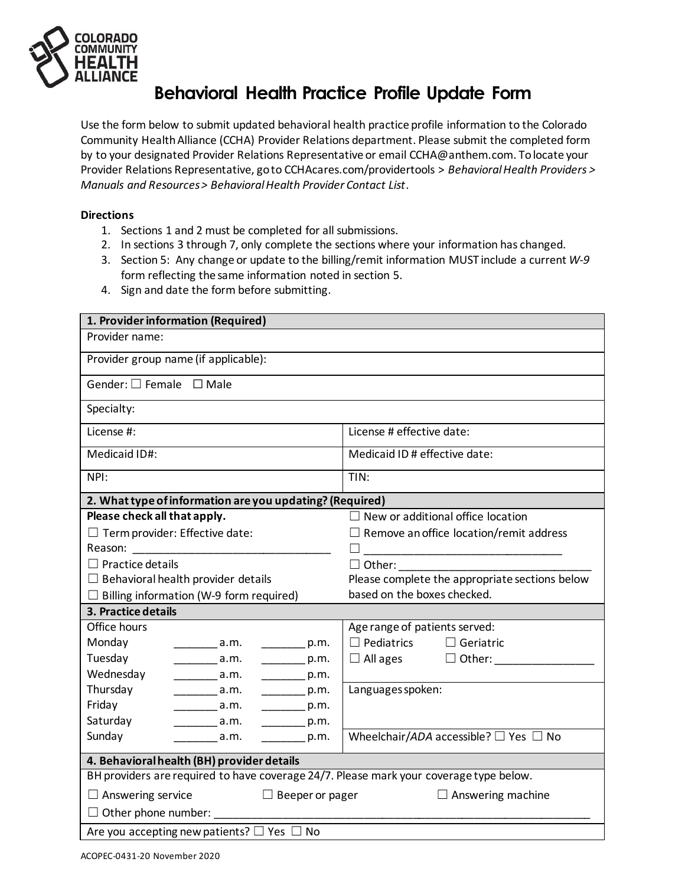# Behavioral Health Practice Profile Update Form

Use the form below to submit updated behavioral health practice profile information to the Colorado Community Health Alliance (CCHA) Provider Relations department. Please submit the completed form by to your designated Provider Relations Representative or email CCHA@anthem.com. To locate your Provider Relations Representative, go to CCHAcares.com/providertools > *Behavioral Health Providers > Manuals and Resources > Behavioral Health Provider Contact List*.

**Directions**

1. Sections 1 and 2 must be completed for all submissions.
2. In sections 3 through 7, only complete the sections where your information has changed.
3. Section 5: Any change or update to the billing/remit information MUST include a current *W-9* form reflecting the same information noted in section 5.
4. Sign and date the form before submitting.

| **1. Provider information (Required)** | |
|---|---|
| Provider name: | |
| Provider group name (if applicable): | |
| Gender: ☐ Female ☐ Male | |
| Specialty: | |
| License #: | License # effective date: |
| Medicaid ID#: | Medicaid ID # effective date: |
| NPI: | TIN: |

| **2. What type of information are you updating? (Required)** | |
|---|---|
| **Please check all that apply.** | ☐ New or additional office location |
| ☐ Term provider: Effective date: | ☐ Remove an office location/remit address |
| Reason: ________________________________ | ☐ ________________________________ |
| ☐ Practice details | ☐ Other: ________________________________ |
| ☐ Behavioral health provider details | Please complete the appropriate sections below based on the boxes checked. |
| ☐ Billing information (W-9 form required) | |

| **3. Practice details** | | | |
|---|---|---|---|
| Office hours | | | Age range of patients served: |
| Monday | _______ a.m. | _______ p.m. | ☐ Pediatrics ☐ Geriatric |
| Tuesday | _______ a.m. | _______ p.m. | ☐ All ages ☐ Other: ________________ |
| Wednesday | _______ a.m. | _______ p.m. | |
| Thursday | _______ a.m. | _______ p.m. | Languages spoken: |
| Friday | _______ a.m. | _______ p.m. | |
| Saturday | _______ a.m. | _______ p.m. | |
| Sunday | _______ a.m. | _______ p.m. | Wheelchair/*ADA* accessible? ☐ Yes ☐ No |

| **4. Behavioral health (BH) provider details** |
|---|
| BH providers are required to have coverage 24/7. Please mark your coverage type below. |
| ☐ Answering service ☐ Beeper or pager ☐ Answering machine |
| ☐ Other phone number: ________________________________________________ |
| Are you accepting new patients? ☐ Yes ☐ No |

ACOPEC-0431-20 November 2020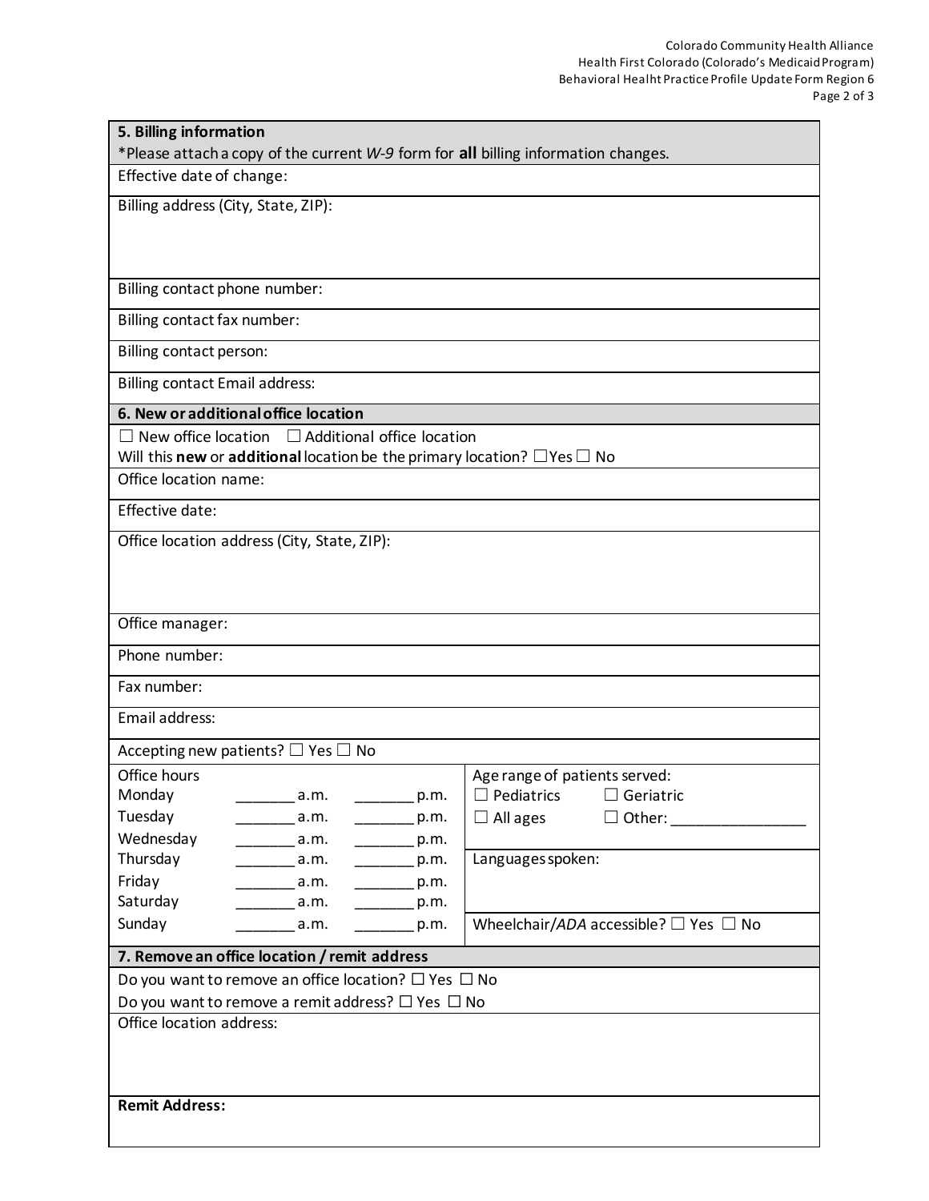## 5. Billing information

*Please attach a copy of the current *W-9* form for **all** billing information changes.

Effective date of change:

Billing address (City, State, ZIP):

Billing contact phone number:

Billing contact fax number:

Billing contact person:

Billing contact Email address:

## 6. New or additional office location

☐ New office location ☐ Additional office location

Will this **new** or **additional** location be the primary location? ☐ Yes ☐ No

Office location name:

Effective date:

Office location address (City, State, ZIP):

Office manager:

Phone number:

Fax number:

Email address:

Accepting new patients? ☐ Yes ☐ No

| Office hours | | | |
|---|---|---|---|
| Monday | _______ a.m. | _______ p.m. | |
| Tuesday | _______ a.m. | _______ p.m. | |
| Wednesday | _______ a.m. | _______ p.m. | |
| Thursday | _______ a.m. | _______ p.m. | |
| Friday | _______ a.m. | _______ p.m. | |
| Saturday | _______ a.m. | _______ p.m. | |
| Sunday | _______ a.m. | _______ p.m. | |

Age range of patients served:
☐ Pediatrics ☐ Geriatric
☐ All ages ☐ Other: ________________

Languages spoken:

Wheelchair/*ADA* accessible? ☐ Yes ☐ No

## 7. Remove an office location / remit address

Do you want to remove an office location? ☐ Yes ☐ No

Do you want to remove a remit address? ☐ Yes ☐ No

Office location address:

**Remit Address:**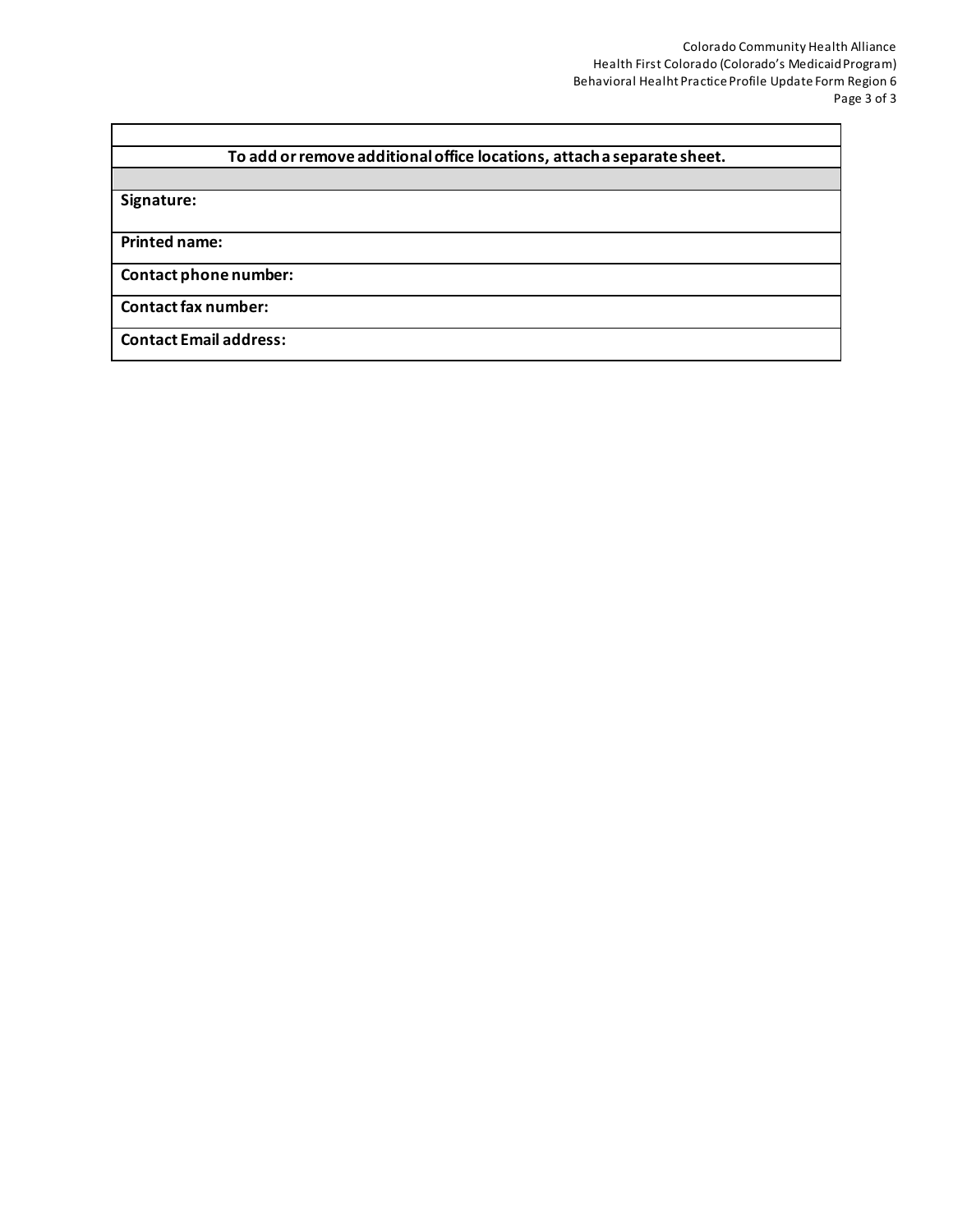| |
|---|
| **To add or remove additional office locations, attach a separate sheet.** |
| |
| **Signature:** |
| **Printed name:** |
| **Contact phone number:** |
| **Contact fax number:** |
| **Contact Email address:** |